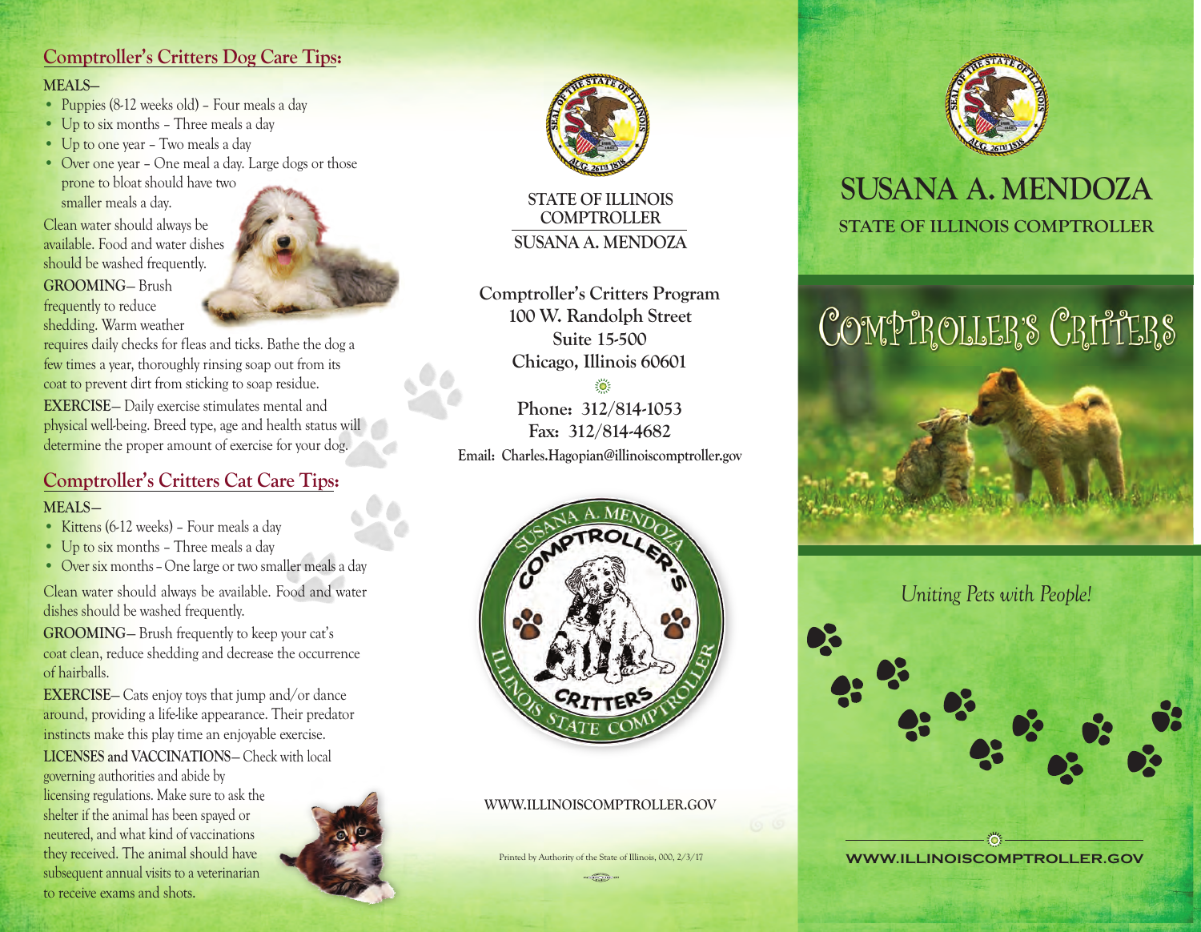## Comptroller's Critters Dog Care Tips:

**MEALS—**

- Puppies (8-12 weeks old) – Four meals a day
- Up to six months – Three meals a day
- Up to one year – Two meals a day
- Over one year – One meal a day. Large dogs or those prone to bloat should have two smaller meals a day.

Clean water should always be available. Food and water dishes should be washed frequently.

**GROOMING—** Brush frequently to reduce shedding. Warm weather requires daily checks for fleas and ticks. Bathe the dog a few times a year, thoroughly rinsing soap out from its coat to prevent dirt from sticking to soap residue.

**EXERCISE—** Daily exercise stimulates mental and physical well-being. Breed type, age and health status will determine the proper amount of exercise for your dog.

## Comptroller's Critters Cat Care Tips:

**MEALS—**

- Kittens (6-12 weeks) – Four meals a day
- Up to six months – Three meals a day
- Over six months – One large or two smaller meals a day

Clean water should always be available. Food and water dishes should be washed frequently.

**GROOMING—** Brush frequently to keep your cat's coat clean, reduce shedding and decrease the occurrence of hairballs.

**EXERCISE—** Cats enjoy toys that jump and/or dance around, providing a life-like appearance. Their predator instincts make this play time an enjoyable exercise.

**LICENSES and VACCINATIONS—** Check with local governing authorities and abide by licensing regulations. Make sure to ask the shelter if the animal has been spayed or neutered, and what kind of vaccinations they received. The animal should have subsequent annual visits to a veterinarian to receive exams and shots.

---

**STATE OF ILLINOIS COMPTROLLER**

**SUSANA A. MENDOZA**

**Comptroller's Critters Program**
**100 W. Randolph Street**
**Suite 15-500**
**Chicago, Illinois 60601**

**Phone: 312/814-1053**
**Fax: 312/814-4682**
**Email: Charles.Hagopian@illinoiscomptroller.gov**

SUSANA A. MENDOZA COMPTROLLER'S CRITTERS ILLINOIS STATE COMPTROLLER

WWW.ILLINOISCOMPTROLLER.GOV

Printed by Authority of the State of Illinois, 000, 2/3/17

---

# SUSANA A. MENDOZA

## STATE OF ILLINOIS COMPTROLLER

# Comptroller's Critters

*Uniting Pets with People!*

**WWW.ILLINOISCOMPTROLLER.GOV**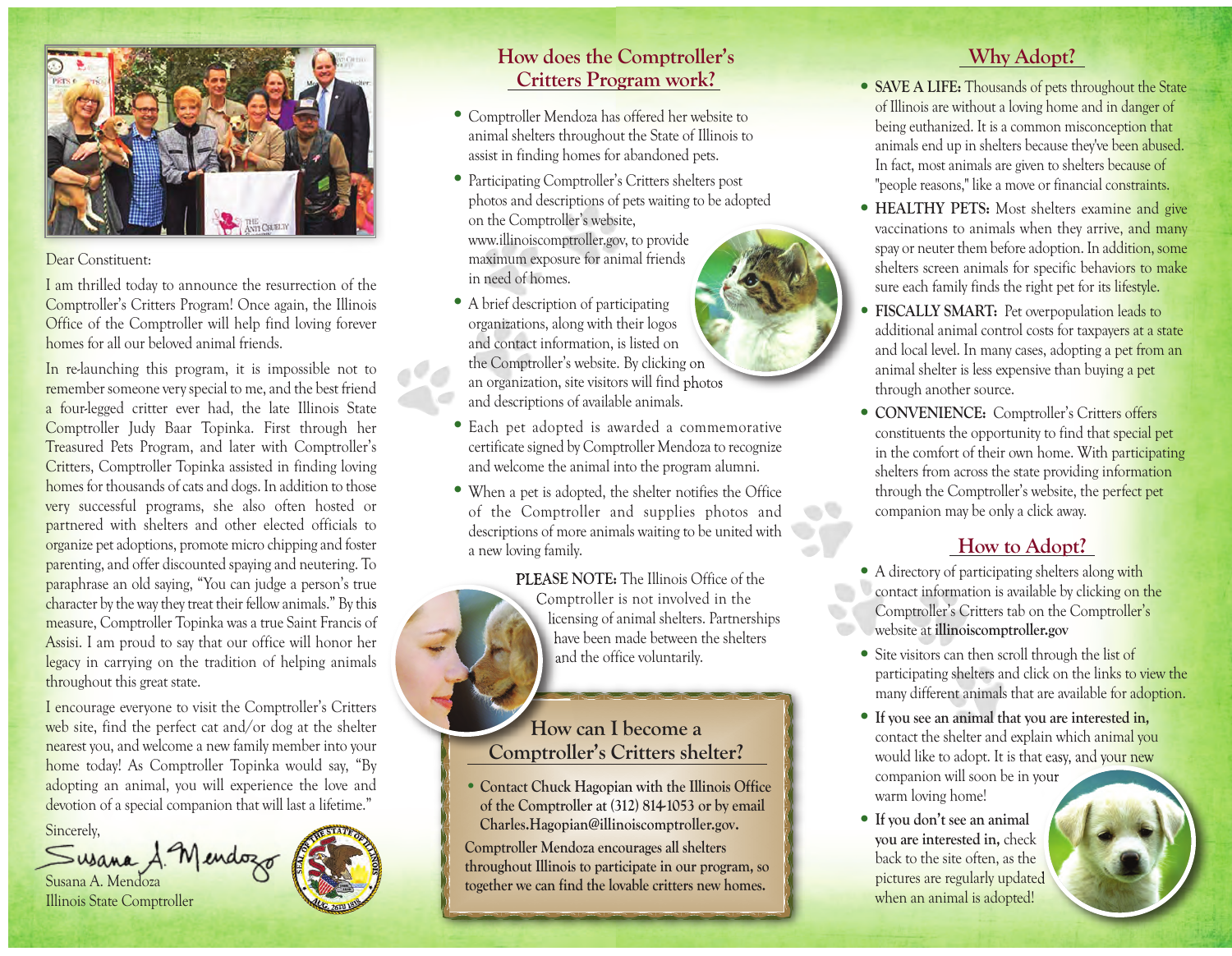Dear Constituent:

I am thrilled today to announce the resurrection of the Comptroller's Critters Program! Once again, the Illinois Office of the Comptroller will help find loving forever homes for all our beloved animal friends.

In re-launching this program, it is impossible not to remember someone very special to me, and the best friend a four-legged critter ever had, the late Illinois State Comptroller Judy Baar Topinka. First through her Treasured Pets Program, and later with Comptroller's Critters, Comptroller Topinka assisted in finding loving homes for thousands of cats and dogs. In addition to those very successful programs, she also often hosted or partnered with shelters and other elected officials to organize pet adoptions, promote micro chipping and foster parenting, and offer discounted spaying and neutering. To paraphrase an old saying, "You can judge a person's true character by the way they treat their fellow animals." By this measure, Comptroller Topinka was a true Saint Francis of Assisi. I am proud to say that our office will honor her legacy in carrying on the tradition of helping animals throughout this great state.

I encourage everyone to visit the Comptroller's Critters web site, find the perfect cat and/or dog at the shelter nearest you, and welcome a new family member into your home today! As Comptroller Topinka would say, "By adopting an animal, you will experience the love and devotion of a special companion that will last a lifetime."

Sincerely,

Susana A. Mendoza
Illinois State Comptroller

## How does the Comptroller's Critters Program work?

- Comptroller Mendoza has offered her website to animal shelters throughout the State of Illinois to assist in finding homes for abandoned pets.
- Participating Comptroller's Critters shelters post photos and descriptions of pets waiting to be adopted on the Comptroller's website, www.illinoiscomptroller.gov, to provide maximum exposure for animal friends in need of homes.
- A brief description of participating organizations, along with their logos and contact information, is listed on the Comptroller's website. By clicking on an organization, site visitors will find photos and descriptions of available animals.
- Each pet adopted is awarded a commemorative certificate signed by Comptroller Mendoza to recognize and welcome the animal into the program alumni.
- When a pet is adopted, the shelter notifies the Office of the Comptroller and supplies photos and descriptions of more animals waiting to be united with a new loving family.

**PLEASE NOTE:** The Illinois Office of the Comptroller is not involved in the licensing of animal shelters. Partnerships have been made between the shelters and the office voluntarily.

## How can I become a Comptroller's Critters shelter?

- **Contact Chuck Hagopian with the Illinois Office of the Comptroller at (312) 814-1053 or by email Charles.Hagopian@illinoiscomptroller.gov.**

**Comptroller Mendoza encourages all shelters throughout Illinois to participate in our program, so together we can find the lovable critters new homes.**

## Why Adopt?

- **SAVE A LIFE:** Thousands of pets throughout the State of Illinois are without a loving home and in danger of being euthanized. It is a common misconception that animals end up in shelters because they've been abused. In fact, most animals are given to shelters because of "people reasons," like a move or financial constraints.
- **HEALTHY PETS:** Most shelters examine and give vaccinations to animals when they arrive, and many spay or neuter them before adoption. In addition, some shelters screen animals for specific behaviors to make sure each family finds the right pet for its lifestyle.
- **FISCALLY SMART:** Pet overpopulation leads to additional animal control costs for taxpayers at a state and local level. In many cases, adopting a pet from an animal shelter is less expensive than buying a pet through another source.
- **CONVENIENCE:** Comptroller's Critters offers constituents the opportunity to find that special pet in the comfort of their own home. With participating shelters from across the state providing information through the Comptroller's website, the perfect pet companion may be only a click away.

## How to Adopt?

- A directory of participating shelters along with contact information is available by clicking on the Comptroller's Critters tab on the Comptroller's website at **illinoiscomptroller.gov**
- Site visitors can then scroll through the list of participating shelters and click on the links to view the many different animals that are available for adoption.
- **If you see an animal that you are interested in,** contact the shelter and explain which animal you would like to adopt. It is that easy, and your new companion will soon be in your warm loving home!
- **If you don't see an animal you are interested in,** check back to the site often, as the pictures are regularly updated when an animal is adopted!